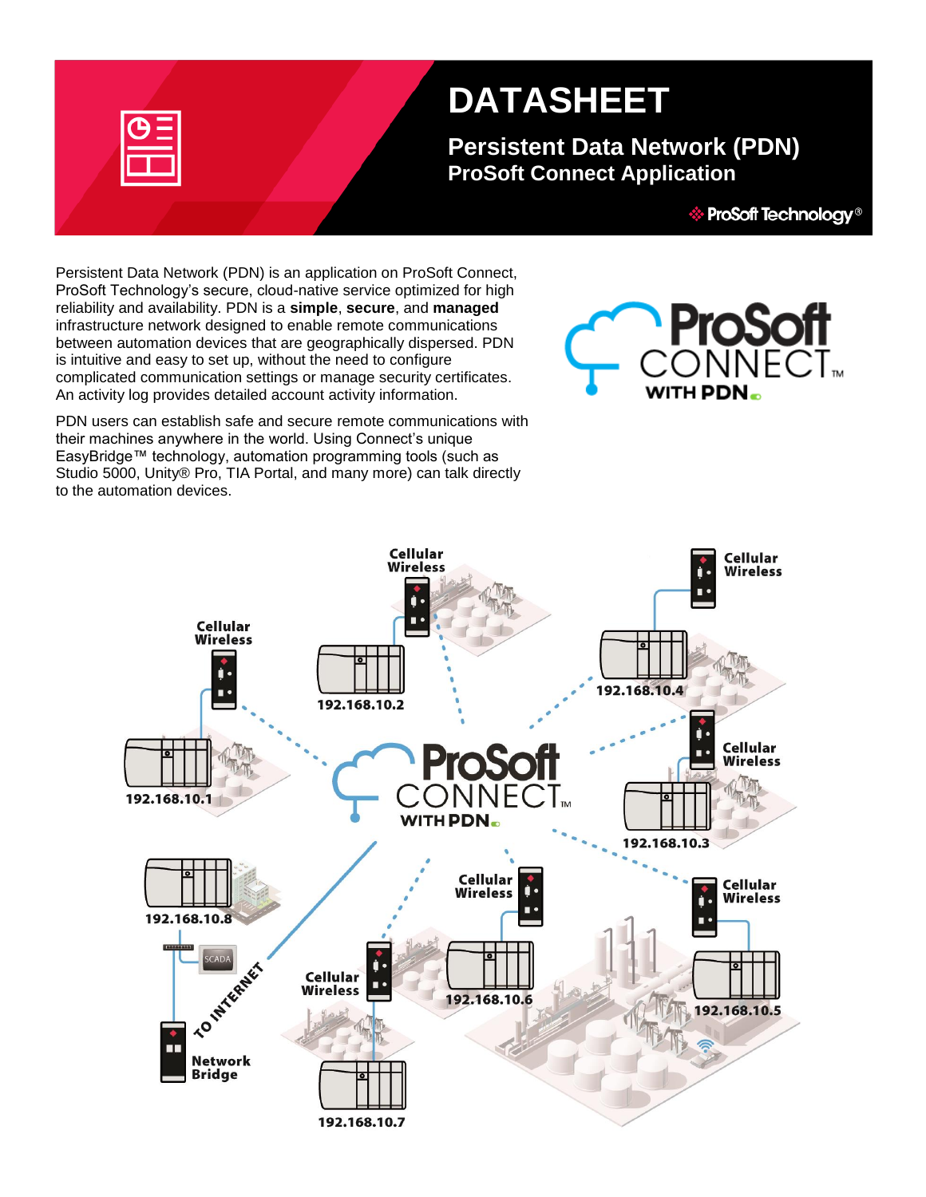# DATASHEET

## Persistent Data Network (PDN)

### ProSoft Connect Application

Persistent Data Network (PDN) is an application on ProSoft Connect, ProSoft Technology's secure, cloud-native service optimized for high reliability and availability. PDN is a **simple**, **secure**, and **managed** infrastructure network designed to enable remote communications between automation devices that are geographically dispersed. PDN is intuitive and easy to set up, without the need to configure complicated communication settings or manage security certificates. An activity log provides detailed account activity information.

PDN users can establish safe and secure remote communications with their machines anywhere in the world. Using Connect's unique EasyBridge™ technology, automation programming tools (such as Studio 5000, Unity® Pro, TIA Portal, and many more) can talk directly to the automation devices.

Cellular Wireless
192.168.10.1
Cellular Wireless
192.168.10.2
Cellular Wireless
192.168.10.4
Cellular Wireless
192.168.10.3
ProSoft CONNECT WITH PDN
192.168.10.8
SCADA
TO INTERNET
Network Bridge
Cellular Wireless
192.168.10.6
Cellular Wireless
192.168.10.7
Cellular Wireless
192.168.10.5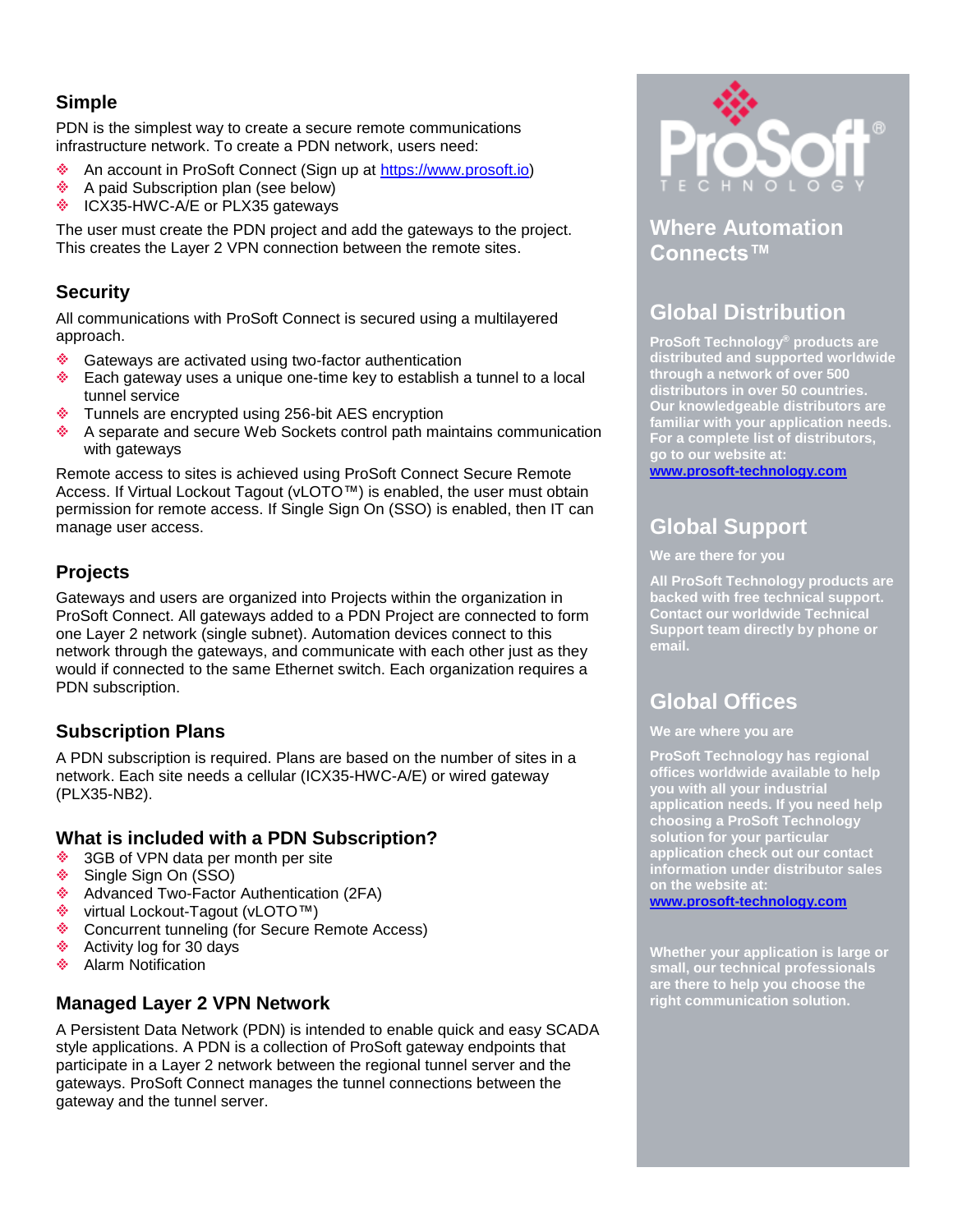## Simple

PDN is the simplest way to create a secure remote communications infrastructure network. To create a PDN network, users need:

- An account in ProSoft Connect (Sign up at https://www.prosoft.io)
- A paid Subscription plan (see below)
- ICX35-HWC-A/E or PLX35 gateways

The user must create the PDN project and add the gateways to the project. This creates the Layer 2 VPN connection between the remote sites.

## Security

All communications with ProSoft Connect is secured using a multilayered approach.

- Gateways are activated using two-factor authentication
- Each gateway uses a unique one-time key to establish a tunnel to a local tunnel service
- Tunnels are encrypted using 256-bit AES encryption
- A separate and secure Web Sockets control path maintains communication with gateways

Remote access to sites is achieved using ProSoft Connect Secure Remote Access. If Virtual Lockout Tagout (vLOTO™) is enabled, the user must obtain permission for remote access. If Single Sign On (SSO) is enabled, then IT can manage user access.

## Projects

Gateways and users are organized into Projects within the organization in ProSoft Connect. All gateways added to a PDN Project are connected to form one Layer 2 network (single subnet). Automation devices connect to this network through the gateways, and communicate with each other just as they would if connected to the same Ethernet switch. Each organization requires a PDN subscription.

## Subscription Plans

A PDN subscription is required. Plans are based on the number of sites in a network. Each site needs a cellular (ICX35-HWC-A/E) or wired gateway (PLX35-NB2).

## What is included with a PDN Subscription?

- 3GB of VPN data per month per site
- Single Sign On (SSO)
- Advanced Two-Factor Authentication (2FA)
- virtual Lockout-Tagout (vLOTO™)
- Concurrent tunneling (for Secure Remote Access)
- Activity log for 30 days
- Alarm Notification

## Managed Layer 2 VPN Network

A Persistent Data Network (PDN) is intended to enable quick and easy SCADA style applications. A PDN is a collection of ProSoft gateway endpoints that participate in a Layer 2 network between the regional tunnel server and the gateways. ProSoft Connect manages the tunnel connections between the gateway and the tunnel server.

ProSoft® TECHNOLOGY

## Where Automation Connects™

## Global Distribution

ProSoft Technology® products are distributed and supported worldwide through a network of over 500 distributors in over 50 countries. Our knowledgeable distributors are familiar with your application needs. For a complete list of distributors, go to our website at: www.prosoft-technology.com

## Global Support

We are there for you

All ProSoft Technology products are backed with free technical support. Contact our worldwide Technical Support team directly by phone or email.

## Global Offices

We are where you are

ProSoft Technology has regional offices worldwide available to help you with all your industrial application needs. If you need help choosing a ProSoft Technology solution for your particular application check out our contact information under distributor sales on the website at: www.prosoft-technology.com

Whether your application is large or small, our technical professionals are there to help you choose the right communication solution.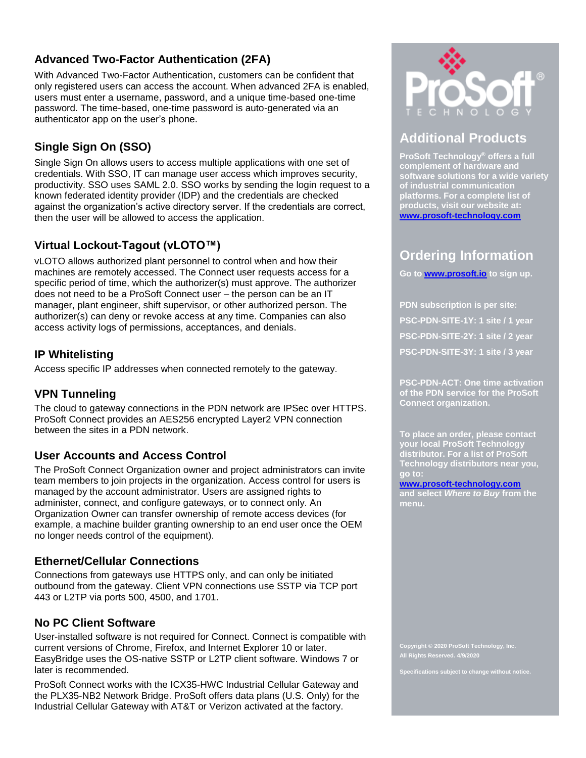## Advanced Two-Factor Authentication (2FA)

With Advanced Two-Factor Authentication, customers can be confident that only registered users can access the account. When advanced 2FA is enabled, users must enter a username, password, and a unique time-based one-time password. The time-based, one-time password is auto-generated via an authenticator app on the user's phone.

## Single Sign On (SSO)

Single Sign On allows users to access multiple applications with one set of credentials. With SSO, IT can manage user access which improves security, productivity. SSO uses SAML 2.0. SSO works by sending the login request to a known federated identity provider (IDP) and the credentials are checked against the organization's active directory server. If the credentials are correct, then the user will be allowed to access the application.

## Virtual Lockout-Tagout (vLOTO™)

vLOTO allows authorized plant personnel to control when and how their machines are remotely accessed. The Connect user requests access for a specific period of time, which the authorizer(s) must approve. The authorizer does not need to be a ProSoft Connect user – the person can be an IT manager, plant engineer, shift supervisor, or other authorized person. The authorizer(s) can deny or revoke access at any time. Companies can also access activity logs of permissions, acceptances, and denials.

## IP Whitelisting

Access specific IP addresses when connected remotely to the gateway.

## VPN Tunneling

The cloud to gateway connections in the PDN network are IPSec over HTTPS. ProSoft Connect provides an AES256 encrypted Layer2 VPN connection between the sites in a PDN network.

## User Accounts and Access Control

The ProSoft Connect Organization owner and project administrators can invite team members to join projects in the organization. Access control for users is managed by the account administrator. Users are assigned rights to administer, connect, and configure gateways, or to connect only. An Organization Owner can transfer ownership of remote access devices (for example, a machine builder granting ownership to an end user once the OEM no longer needs control of the equipment).

## Ethernet/Cellular Connections

Connections from gateways use HTTPS only, and can only be initiated outbound from the gateway. Client VPN connections use SSTP via TCP port 443 or L2TP via ports 500, 4500, and 1701.

## No PC Client Software

User-installed software is not required for Connect. Connect is compatible with current versions of Chrome, Firefox, and Internet Explorer 10 or later. EasyBridge uses the OS-native SSTP or L2TP client software. Windows 7 or later is recommended.

ProSoft Connect works with the ICX35-HWC Industrial Cellular Gateway and the PLX35-NB2 Network Bridge. ProSoft offers data plans (U.S. Only) for the Industrial Cellular Gateway with AT&T or Verizon activated at the factory.

ProSoft® TECHNOLOGY

## Additional Products

**ProSoft Technology® offers a full complement of hardware and software solutions for a wide variety of industrial communication platforms. For a complete list of products, visit our website at: www.prosoft-technology.com**

## Ordering Information

**Go to www.prosoft.io to sign up.**

**PDN subscription is per site:**

**PSC-PDN-SITE-1Y: 1 site / 1 year**

**PSC-PDN-SITE-2Y: 1 site / 2 year**

**PSC-PDN-SITE-3Y: 1 site / 3 year**

**PSC-PDN-ACT: One time activation of the PDN service for the ProSoft Connect organization.**

**To place an order, please contact your local ProSoft Technology distributor. For a list of ProSoft Technology distributors near you, go to: www.prosoft-technology.com and select *Where to Buy* from the menu.**

Copyright © 2020 ProSoft Technology, Inc. All Rights Reserved. 4/9/2020

Specifications subject to change without notice.